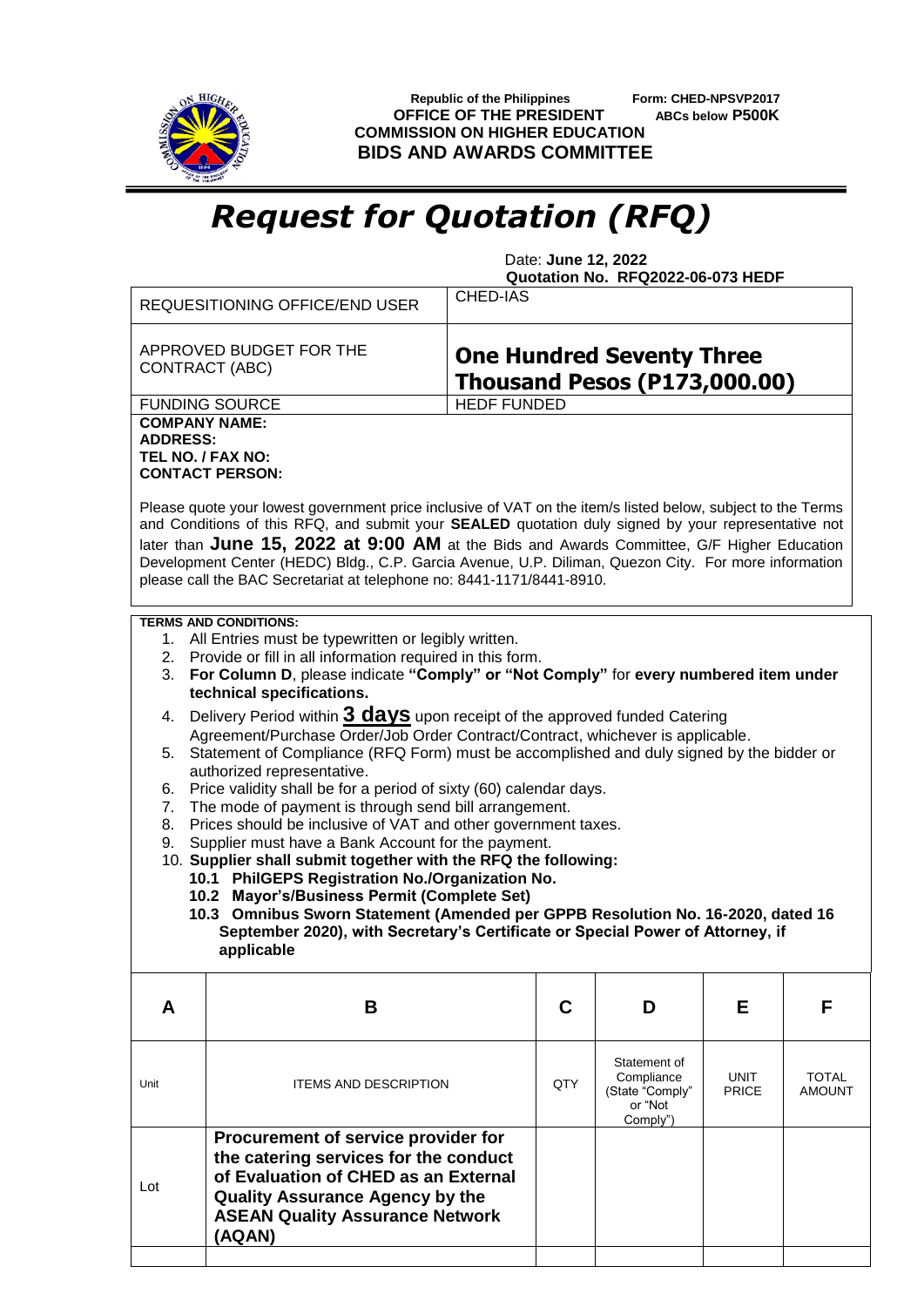**Republic of the Philippines**
**OFFICE OF THE PRESIDENT**
**COMMISSION ON HIGHER EDUCATION**
**BIDS AND AWARDS COMMITTEE**

Form: CHED-NPSVP2017
**ABCs below P500K**

# *Request for Quotation (RFQ)*

Date: **June 12, 2022**
**Quotation No. RFQ2022-06-073 HEDF**

| | |
|---|---|
| REQUESITIONING OFFICE/END USER | CHED-IAS |
| APPROVED BUDGET FOR THE CONTRACT (ABC) | **One Hundred Seventy Three Thousand Pesos (P173,000.00)** |
| FUNDING SOURCE | HEDF FUNDED |

**COMPANY NAME:**
**ADDRESS:**
**TEL NO. / FAX NO:**
**CONTACT PERSON:**

Please quote your lowest government price inclusive of VAT on the item/s listed below, subject to the Terms and Conditions of this RFQ, and submit your **SEALED** quotation duly signed by your representative not later than **June 15, 2022 at 9:00 AM** at the Bids and Awards Committee, G/F Higher Education Development Center (HEDC) Bldg., C.P. Garcia Avenue, U.P. Diliman, Quezon City. For more information please call the BAC Secretariat at telephone no: 8441-1171/8441-8910.

**TERMS AND CONDITIONS:**

1. All Entries must be typewritten or legibly written.
2. Provide or fill in all information required in this form.
3. **For Column D**, please indicate **"Comply" or "Not Comply"** for **every numbered item under technical specifications.**
4. Delivery Period within **3 days** upon receipt of the approved funded Catering Agreement/Purchase Order/Job Order Contract/Contract, whichever is applicable.
5. Statement of Compliance (RFQ Form) must be accomplished and duly signed by the bidder or authorized representative.
6. Price validity shall be for a period of sixty (60) calendar days.
7. The mode of payment is through send bill arrangement.
8. Prices should be inclusive of VAT and other government taxes.
9. Supplier must have a Bank Account for the payment.
10. **Supplier shall submit together with the RFQ the following:**
    **10.1 PhilGEPS Registration No./Organization No.**
    **10.2 Mayor's/Business Permit (Complete Set)**
    **10.3 Omnibus Sworn Statement (Amended per GPPB Resolution No. 16-2020, dated 16 September 2020), with Secretary's Certificate or Special Power of Attorney, if applicable**

| A | B | C | D | E | F |
|---|---|---|---|---|---|
| Unit | ITEMS AND DESCRIPTION | QTY | Statement of Compliance (State "Comply" or "Not Comply") | UNIT PRICE | TOTAL AMOUNT |
| Lot | **Procurement of service provider for the catering services for the conduct of Evaluation of CHED as an External Quality Assurance Agency by the ASEAN Quality Assurance Network (AQAN)** | | | | |
| | | | | | |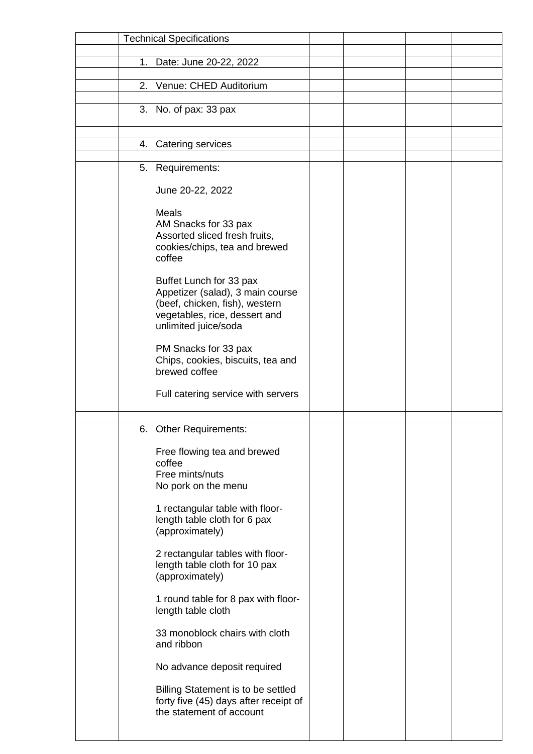| | Technical Specifications | | | | |
|---|---|---|---|---|---|
| | | | | | |
| | 1. Date: June 20-22, 2022 | | | | |
| | | | | | |
| | 2. Venue: CHED Auditorium | | | | |
| | | | | | |
| | 3. No. of pax: 33 pax | | | | |
| | | | | | |
| | 4. Catering services | | | | |
| | | | | | |
| | 5. Requirements:<br><br>June 20-22, 2022<br><br>Meals<br>AM Snacks for 33 pax<br>Assorted sliced fresh fruits, cookies/chips, tea and brewed coffee<br><br>Buffet Lunch for 33 pax<br>Appetizer (salad), 3 main course (beef, chicken, fish), western vegetables, rice, dessert and unlimited juice/soda<br><br>PM Snacks for 33 pax<br>Chips, cookies, biscuits, tea and brewed coffee<br><br>Full catering service with servers | | | | |
| | | | | | |
| | 6. Other Requirements:<br><br>Free flowing tea and brewed coffee<br>Free mints/nuts<br>No pork on the menu<br><br>1 rectangular table with floor-length table cloth for 6 pax (approximately)<br><br>2 rectangular tables with floor-length table cloth for 10 pax (approximately)<br><br>1 round table for 8 pax with floor-length table cloth<br><br>33 monoblock chairs with cloth and ribbon<br><br>No advance deposit required<br><br>Billing Statement is to be settled forty five (45) days after receipt of the statement of account | | | | |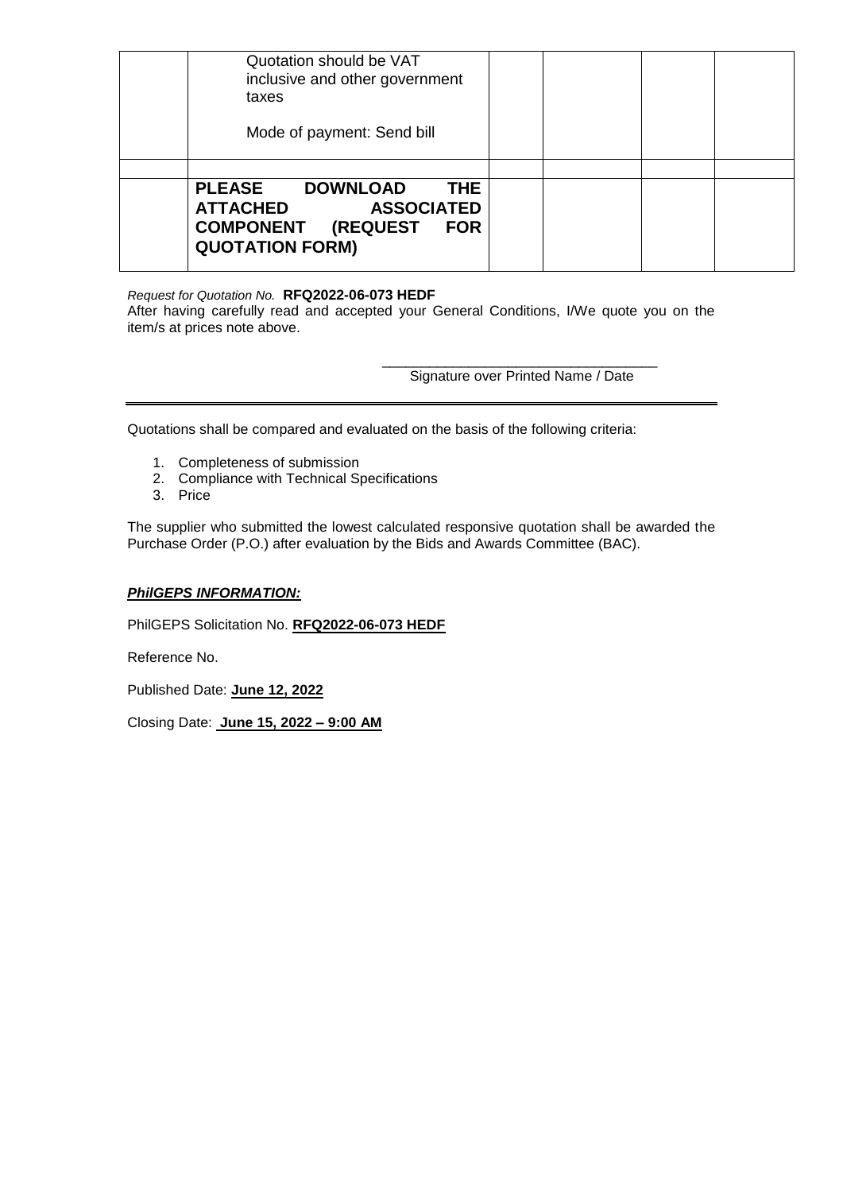| | | | | | |
|---|---|---|---|---|---|
| | Quotation should be VAT inclusive and other government taxes<br><br>Mode of payment: Send bill | | | | |
| | | | | | |
| | **PLEASE DOWNLOAD THE ATTACHED ASSOCIATED COMPONENT (REQUEST FOR QUOTATION FORM)** | | | | |

*Request for Quotation No.* **RFQ2022-06-073 HEDF**
After having carefully read and accepted your General Conditions, I/We quote you on the item/s at prices note above.

___________________________________
Signature over Printed Name / Date

---

Quotations shall be compared and evaluated on the basis of the following criteria:

1. Completeness of submission
2. Compliance with Technical Specifications
3. Price

The supplier who submitted the lowest calculated responsive quotation shall be awarded the Purchase Order (P.O.) after evaluation by the Bids and Awards Committee (BAC).

***PhilGEPS INFORMATION:***

PhilGEPS Solicitation No. **RFQ2022-06-073 HEDF**

Reference No.

Published Date: **June 12, 2022**

Closing Date: **June 15, 2022 – 9:00 AM**